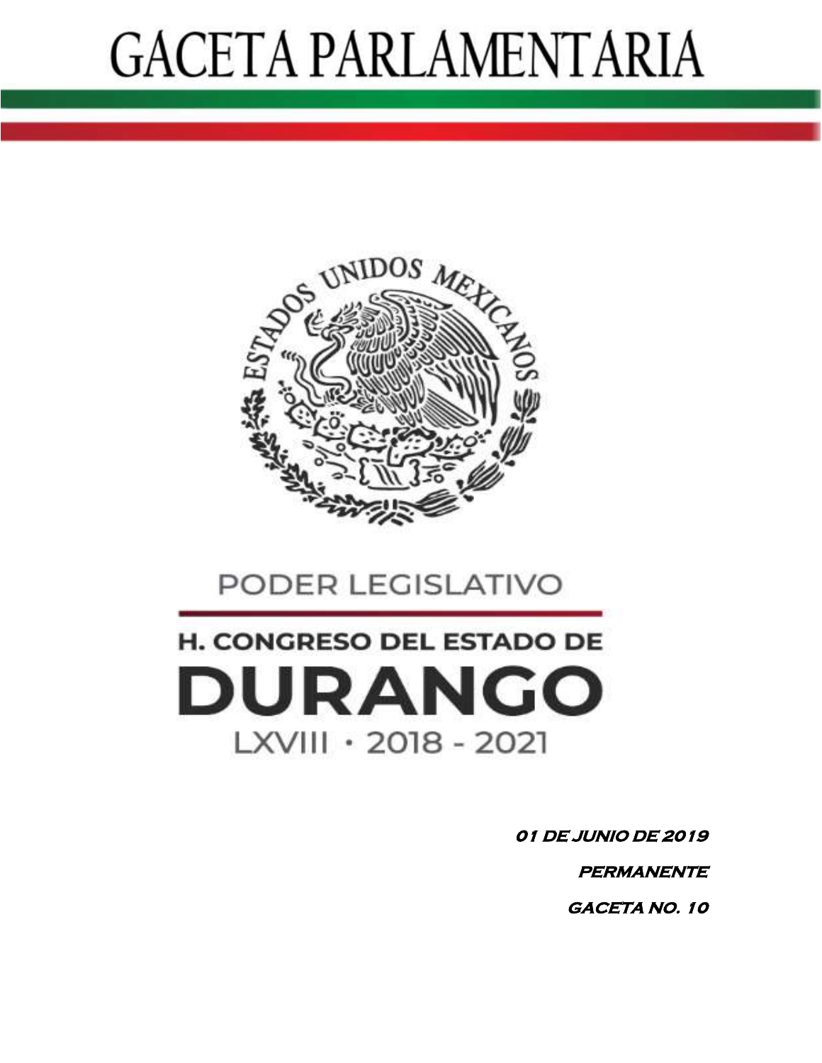# GACETA PARLAMENTARIA

PODER LEGISLATIVO

H. CONGRESO DEL ESTADO DE

DURANGO

LXVIII · 2018 - 2021

***01 DE JUNIO DE 2019***

***PERMANENTE***

***GACETA NO. 10***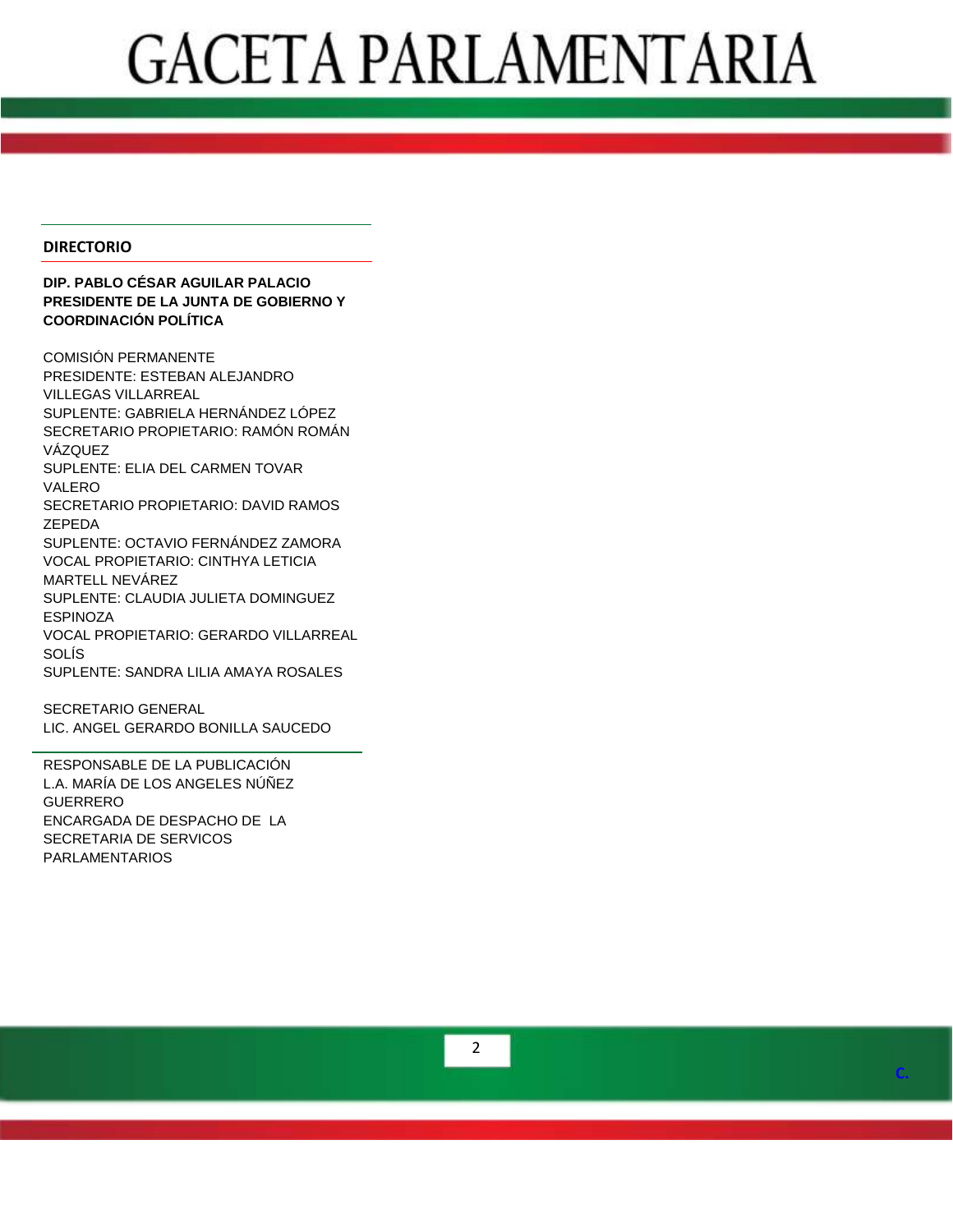## DIRECTORIO

**DIP. PABLO CÉSAR AGUILAR PALACIO**
**PRESIDENTE DE LA JUNTA DE GOBIERNO Y COORDINACIÓN POLÍTICA**

COMISIÓN PERMANENTE
PRESIDENTE: ESTEBAN ALEJANDRO VILLEGAS VILLARREAL
SUPLENTE: GABRIELA HERNÁNDEZ LÓPEZ
SECRETARIO PROPIETARIO: RAMÓN ROMÁN VÁZQUEZ
SUPLENTE: ELIA DEL CARMEN TOVAR VALERO
SECRETARIO PROPIETARIO: DAVID RAMOS ZEPEDA
SUPLENTE: OCTAVIO FERNÁNDEZ ZAMORA
VOCAL PROPIETARIO: CINTHYA LETICIA MARTELL NEVÁREZ
SUPLENTE: CLAUDIA JULIETA DOMINGUEZ ESPINOZA
VOCAL PROPIETARIO: GERARDO VILLARREAL SOLÍS
SUPLENTE: SANDRA LILIA AMAYA ROSALES

SECRETARIO GENERAL
LIC. ANGEL GERARDO BONILLA SAUCEDO

RESPONSABLE DE LA PUBLICACIÓN
L.A. MARÍA DE LOS ANGELES NÚÑEZ GUERRERO
ENCARGADA DE DESPACHO DE LA SECRETARIA DE SERVICOS PARLAMENTARIOS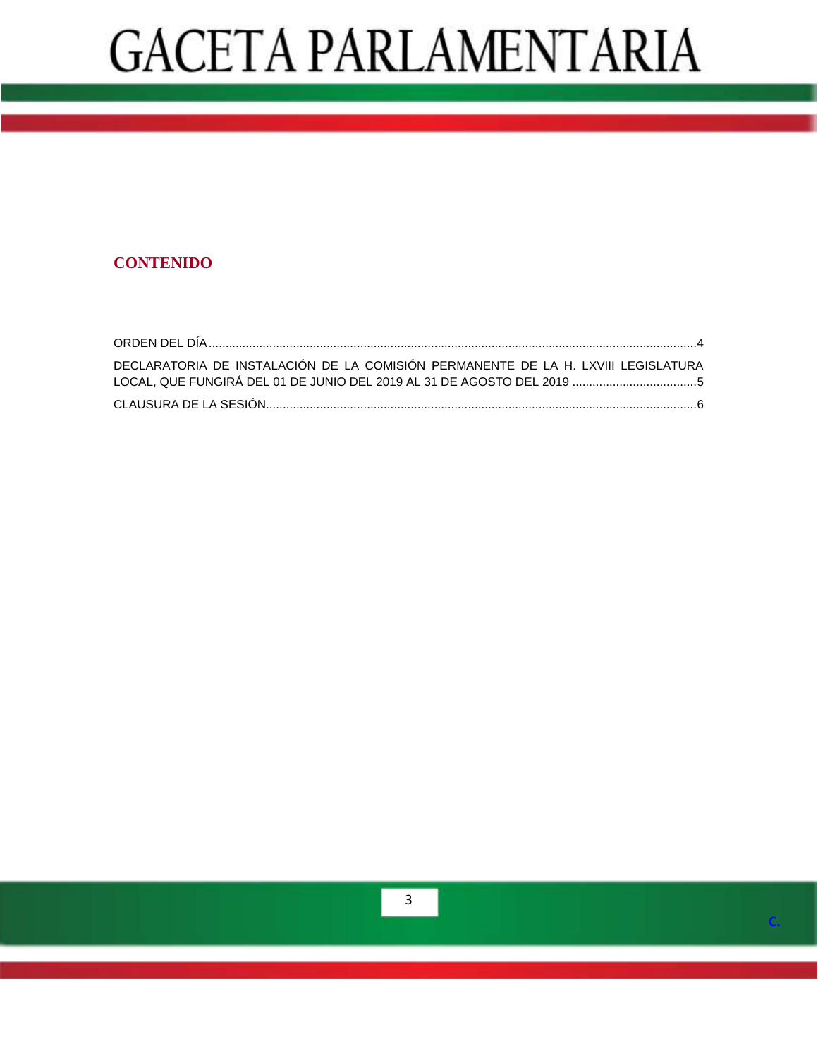# GACETA PARLAMENTARIA

## CONTENIDO

ORDEN DEL DÍA ............................................................................................................................................4

DECLARATORIA DE INSTALACIÓN DE LA COMISIÓN PERMANENTE DE LA H. LXVIII LEGISLATURA LOCAL, QUE FUNGIRÁ DEL 01 DE JUNIO DEL 2019 AL 31 DE AGOSTO DEL 2019 ....................................5

CLAUSURA DE LA SESIÓN.............................................................................................................................6

C.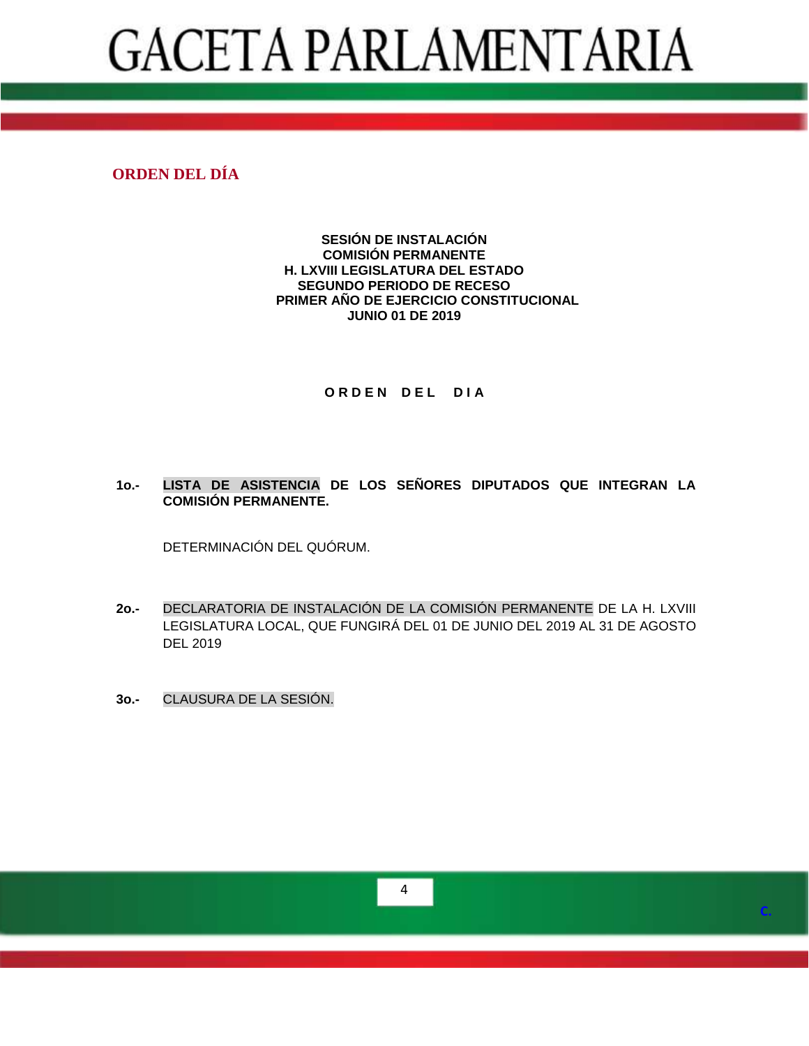## ORDEN DEL DÍA

**SESIÓN DE INSTALACIÓN**
**COMISIÓN PERMANENTE**
**H. LXVIII LEGISLATURA DEL ESTADO**
**SEGUNDO PERIODO DE RECESO**
**PRIMER AÑO DE EJERCICIO CONSTITUCIONAL**
**JUNIO 01 DE 2019**

**O R D E N D E L D I A**

**1o.-** **LISTA DE ASISTENCIA DE LOS SEÑORES DIPUTADOS QUE INTEGRAN LA COMISIÓN PERMANENTE.**

DETERMINACIÓN DEL QUÓRUM.

**2o.-** DECLARATORIA DE INSTALACIÓN DE LA COMISIÓN PERMANENTE DE LA H. LXVIII LEGISLATURA LOCAL, QUE FUNGIRÁ DEL 01 DE JUNIO DEL 2019 AL 31 DE AGOSTO DEL 2019

**3o.-** CLAUSURA DE LA SESIÓN.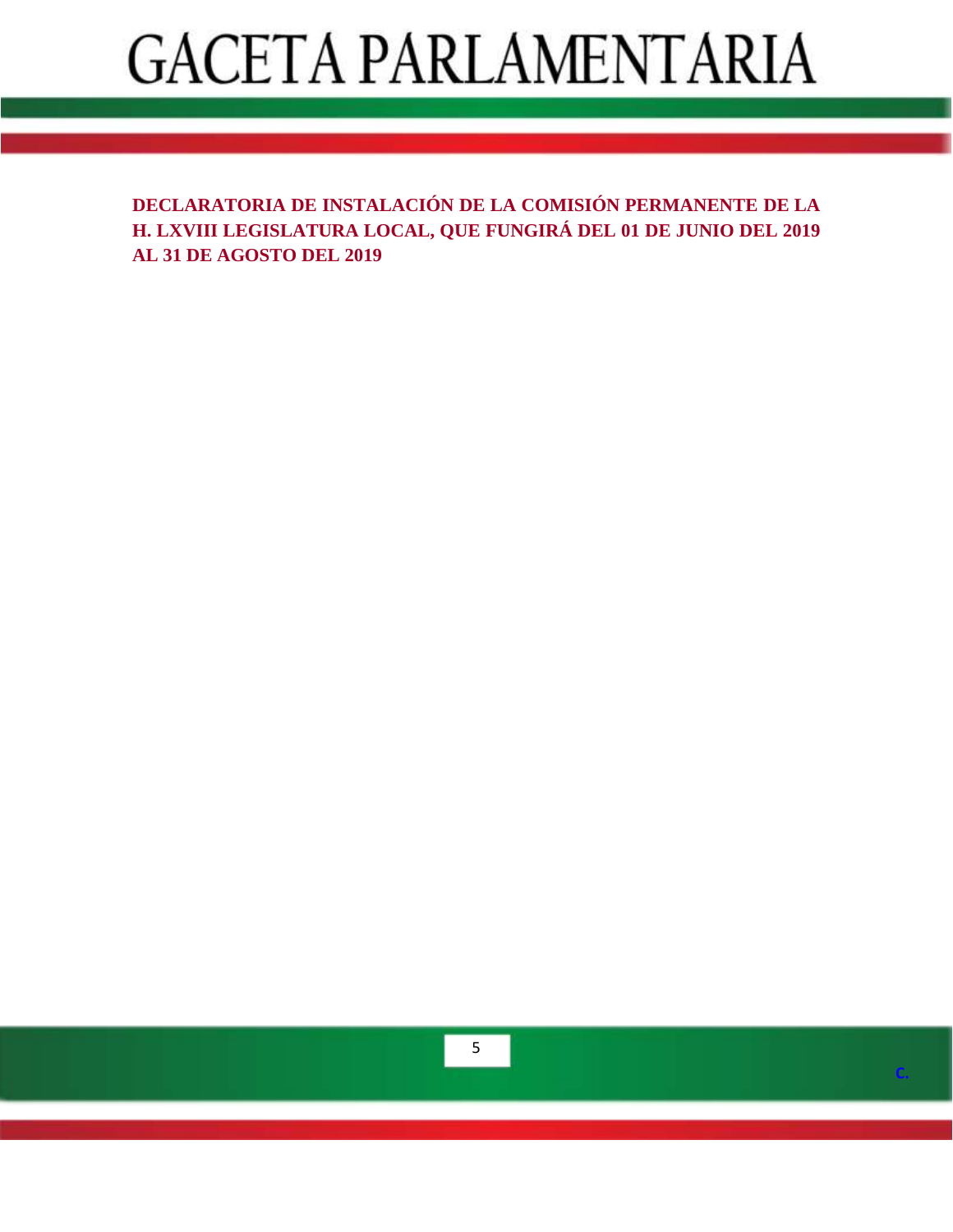**DECLARATORIA DE INSTALACIÓN DE LA COMISIÓN PERMANENTE DE LA H. LXVIII LEGISLATURA LOCAL, QUE FUNGIRÁ DEL 01 DE JUNIO DEL 2019 AL 31 DE AGOSTO DEL 2019**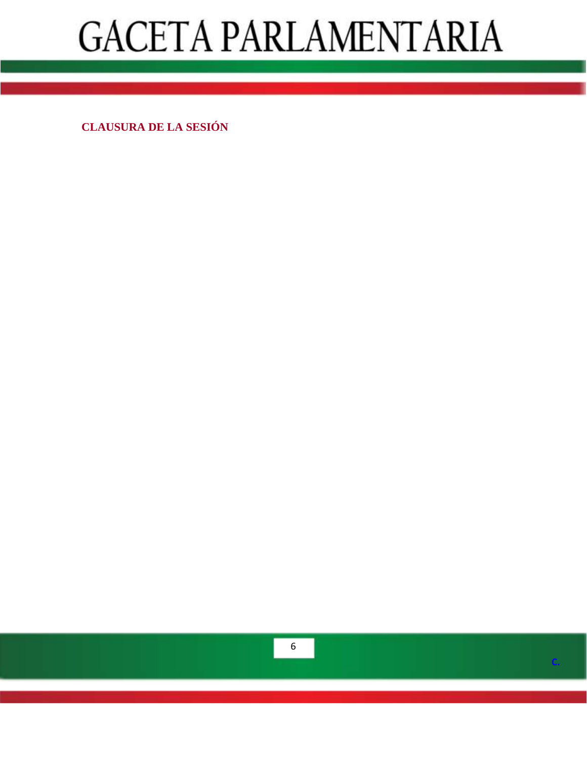## CLAUSURA DE LA SESIÓN